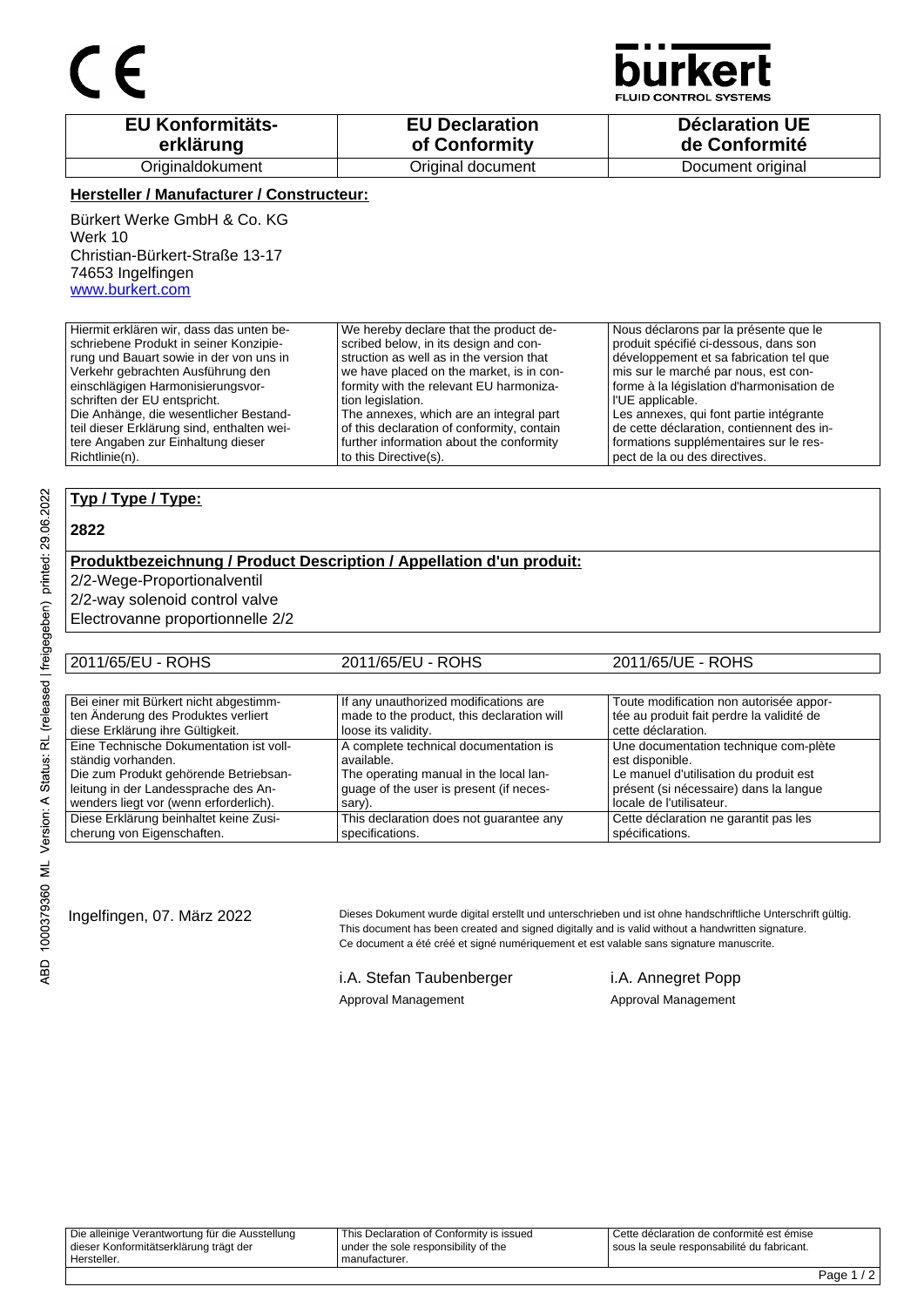CE

bürkert
FLUID CONTROL SYSTEMS

| EU Konformitäts-erklärung | EU Declaration of Conformity | Déclaration UE de Conformité |
| --- | --- | --- |
| Originaldokument | Original document | Document original |

**Hersteller / Manufacturer / Constructeur:**

Bürkert Werke GmbH & Co. KG
Werk 10
Christian-Bürkert-Straße 13-17
74653 Ingelfingen
www.burkert.com

| | | |
| --- | --- | --- |
| Hiermit erklären wir, dass das unten beschriebene Produkt in seiner Konzipierung und Bauart sowie in der von uns in Verkehr gebrachten Ausführung den einschlägigen Harmonisierungsvorschriften der EU entspricht. Die Anhänge, die wesentlicher Bestandteil dieser Erklärung sind, enthalten weitere Angaben zur Einhaltung dieser Richtlinie(n). | We hereby declare that the product described below, in its design and construction as well as in the version that we have placed on the market, is in conformity with the relevant EU harmonization legislation. The annexes, which are an integral part of this declaration of conformity, contain further information about the conformity to this Directive(s). | Nous déclarons par la présente que le produit spécifié ci-dessous, dans son développement et sa fabrication tel que mis sur le marché par nous, est conforme à la législation d'harmonisation de l'UE applicable. Les annexes, qui font partie intégrante de cette déclaration, contiennent des informations supplémentaires sur le respect de la ou des directives. |

**Typ / Type / Type:**

**2822**

**Produktbezeichnung / Product Description / Appellation d'un produit:**

2/2-Wege-Proportionalventil
2/2-way solenoid control valve
Electrovanne proportionnelle 2/2

| 2011/65/EU - ROHS | 2011/65/EU - ROHS | 2011/65/UE - ROHS |
| --- | --- | --- |

| | | |
| --- | --- | --- |
| Bei einer mit Bürkert nicht abgestimmten Änderung des Produktes verliert diese Erklärung ihre Gültigkeit. | If any unauthorized modifications are made to the product, this declaration will loose its validity. | Toute modification non autorisée apportée au produit fait perdre la validité de cette déclaration. |
| Eine Technische Dokumentation ist vollständig vorhanden. Die zum Produkt gehörende Betriebsanleitung in der Landessprache des Anwenders liegt vor (wenn erforderlich). | A complete technical documentation is available. The operating manual in the local language of the user is present (if necessary). | Une documentation technique com-plète est disponible. Le manuel d'utilisation du produit est présent (si nécessaire) dans la langue locale de l'utilisateur. |
| Diese Erklärung beinhaltet keine Zusicherung von Eigenschaften. | This declaration does not guarantee any specifications. | Cette déclaration ne garantit pas les spécifications. |

Ingelfingen, 07. März 2022

Dieses Dokument wurde digital erstellt und unterschrieben und ist ohne handschriftliche Unterschrift gültig.
This document has been created and signed digitally and is valid without a handwritten signature.
Ce document a été créé et signé numériquement et est valable sans signature manuscrite.

i.A. Stefan Taubenberger
Approval Management

i.A. Annegret Popp
Approval Management

| | | |
| --- | --- | --- |
| Die alleinige Verantwortung für die Ausstellung dieser Konformitätserklärung trägt der Hersteller. | This Declaration of Conformity is issued under the sole responsibility of the manufacturer. | Cette déclaration de conformité est émise sous la seule responsabilité du fabricant. |

ABD 1000379360 ML Version: A Status: RL (released | freigegeben) printed: 29.06.2022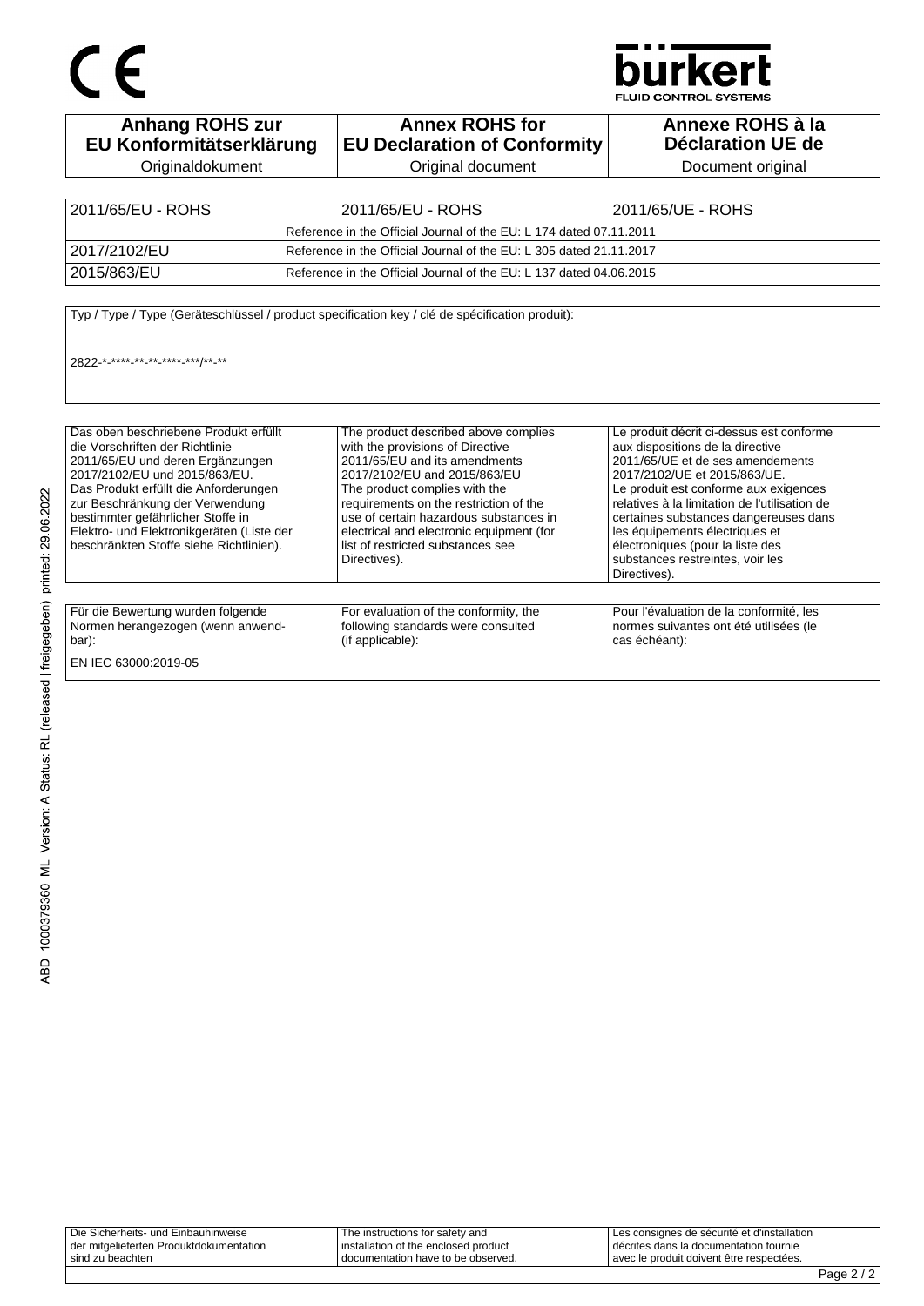| Anhang ROHS zur EU Konformitätserklärung | Annex ROHS for EU Declaration of Conformity | Annexe ROHS à la Déclaration UE de |
|---|---|---|
| Originaldokument | Original document | Document original |

| | | |
|---|---|---|
| 2011/65/EU - ROHS | 2011/65/EU - ROHS | 2011/65/UE - ROHS |
| | Reference in the Official Journal of the EU: L 174 dated 07.11.2011 | |
| 2017/2102/EU | Reference in the Official Journal of the EU: L 305 dated 21.11.2017 | |
| 2015/863/EU | Reference in the Official Journal of the EU: L 137 dated 04.06.2015 | |

Typ / Type / Type (Geräteschlüssel / product specification key / clé de spécification produit):

2822-*-****-**-**-****-***/**-**

| | | |
|---|---|---|
| Das oben beschriebene Produkt erfüllt die Vorschriften der Richtlinie 2011/65/EU und deren Ergänzungen 2017/2102/EU und 2015/863/EU. Das Produkt erfüllt die Anforderungen zur Beschränkung der Verwendung bestimmter gefährlicher Stoffe in Elektro- und Elektronikgeräten (Liste der beschränkten Stoffe siehe Richtlinien). | The product described above complies with the provisions of Directive 2011/65/EU and its amendments 2017/2102/EU and 2015/863/EU The product complies with the requirements on the restriction of the use of certain hazardous substances in electrical and electronic equipment (for list of restricted substances see Directives). | Le produit décrit ci-dessus est conforme aux dispositions de la directive 2011/65/UE et de ses amendements 2017/2102/UE et 2015/863/UE. Le produit est conforme aux exigences relatives à la limitation de l'utilisation de certaines substances dangereuses dans les équipements électriques et électroniques (pour la liste des substances restreintes, voir les Directives). |

| | | |
|---|---|---|
| Für die Bewertung wurden folgende Normen herangezogen (wenn anwendbar): | For evaluation of the conformity, the following standards were consulted (if applicable): | Pour l'évaluation de la conformité, les normes suivantes ont été utilisées (le cas échéant): |

EN IEC 63000:2019-05

| | | |
|---|---|---|
| Die Sicherheits- und Einbauhinweise der mitgelieferten Produktdokumentation sind zu beachten | The instructions for safety and installation of the enclosed product documentation have to be observed. | Les consignes de sécurité et d'installation décrites dans la documentation fournie avec le produit doivent être respectées. |